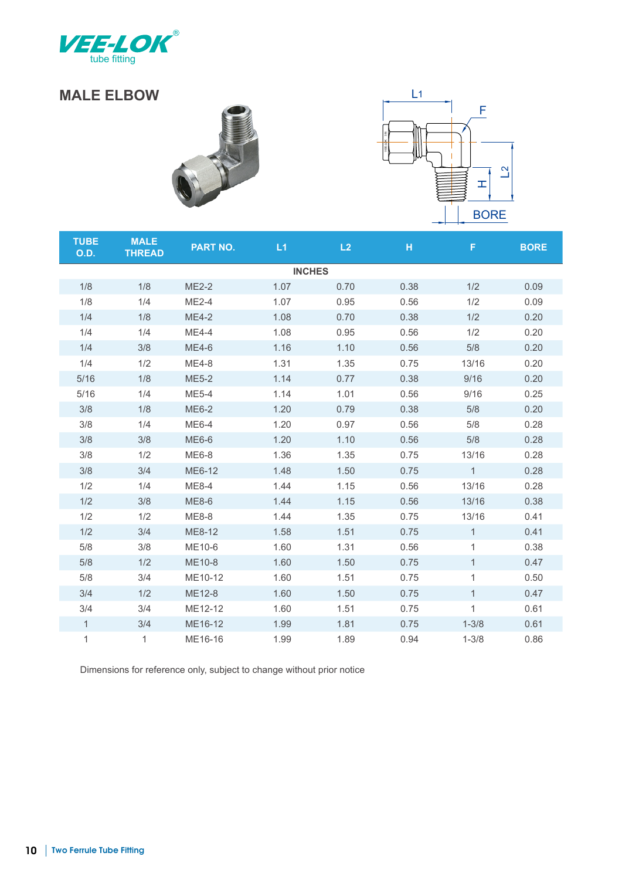VEE-LOK®
tube fitting

## MALE ELBOW

| TUBE O.D. | MALE THREAD | PART NO. | L1 | L2 | H | F | BORE |
|---|---|---|---|---|---|---|---|
| | | | INCHES | | | | |
| 1/8 | 1/8 | ME2-2 | 1.07 | 0.70 | 0.38 | 1/2 | 0.09 |
| 1/8 | 1/4 | ME2-4 | 1.07 | 0.95 | 0.56 | 1/2 | 0.09 |
| 1/4 | 1/8 | ME4-2 | 1.08 | 0.70 | 0.38 | 1/2 | 0.20 |
| 1/4 | 1/4 | ME4-4 | 1.08 | 0.95 | 0.56 | 1/2 | 0.20 |
| 1/4 | 3/8 | ME4-6 | 1.16 | 1.10 | 0.56 | 5/8 | 0.20 |
| 1/4 | 1/2 | ME4-8 | 1.31 | 1.35 | 0.75 | 13/16 | 0.20 |
| 5/16 | 1/8 | ME5-2 | 1.14 | 0.77 | 0.38 | 9/16 | 0.20 |
| 5/16 | 1/4 | ME5-4 | 1.14 | 1.01 | 0.56 | 9/16 | 0.25 |
| 3/8 | 1/8 | ME6-2 | 1.20 | 0.79 | 0.38 | 5/8 | 0.20 |
| 3/8 | 1/4 | ME6-4 | 1.20 | 0.97 | 0.56 | 5/8 | 0.28 |
| 3/8 | 3/8 | ME6-6 | 1.20 | 1.10 | 0.56 | 5/8 | 0.28 |
| 3/8 | 1/2 | ME6-8 | 1.36 | 1.35 | 0.75 | 13/16 | 0.28 |
| 3/8 | 3/4 | ME6-12 | 1.48 | 1.50 | 0.75 | 1 | 0.28 |
| 1/2 | 1/4 | ME8-4 | 1.44 | 1.15 | 0.56 | 13/16 | 0.28 |
| 1/2 | 3/8 | ME8-6 | 1.44 | 1.15 | 0.56 | 13/16 | 0.38 |
| 1/2 | 1/2 | ME8-8 | 1.44 | 1.35 | 0.75 | 13/16 | 0.41 |
| 1/2 | 3/4 | ME8-12 | 1.58 | 1.51 | 0.75 | 1 | 0.41 |
| 5/8 | 3/8 | ME10-6 | 1.60 | 1.31 | 0.56 | 1 | 0.38 |
| 5/8 | 1/2 | ME10-8 | 1.60 | 1.50 | 0.75 | 1 | 0.47 |
| 5/8 | 3/4 | ME10-12 | 1.60 | 1.51 | 0.75 | 1 | 0.50 |
| 3/4 | 1/2 | ME12-8 | 1.60 | 1.50 | 0.75 | 1 | 0.47 |
| 3/4 | 3/4 | ME12-12 | 1.60 | 1.51 | 0.75 | 1 | 0.61 |
| 1 | 3/4 | ME16-12 | 1.99 | 1.81 | 0.75 | 1-3/8 | 0.61 |
| 1 | 1 | ME16-16 | 1.99 | 1.89 | 0.94 | 1-3/8 | 0.86 |

Dimensions for reference only, subject to change without prior notice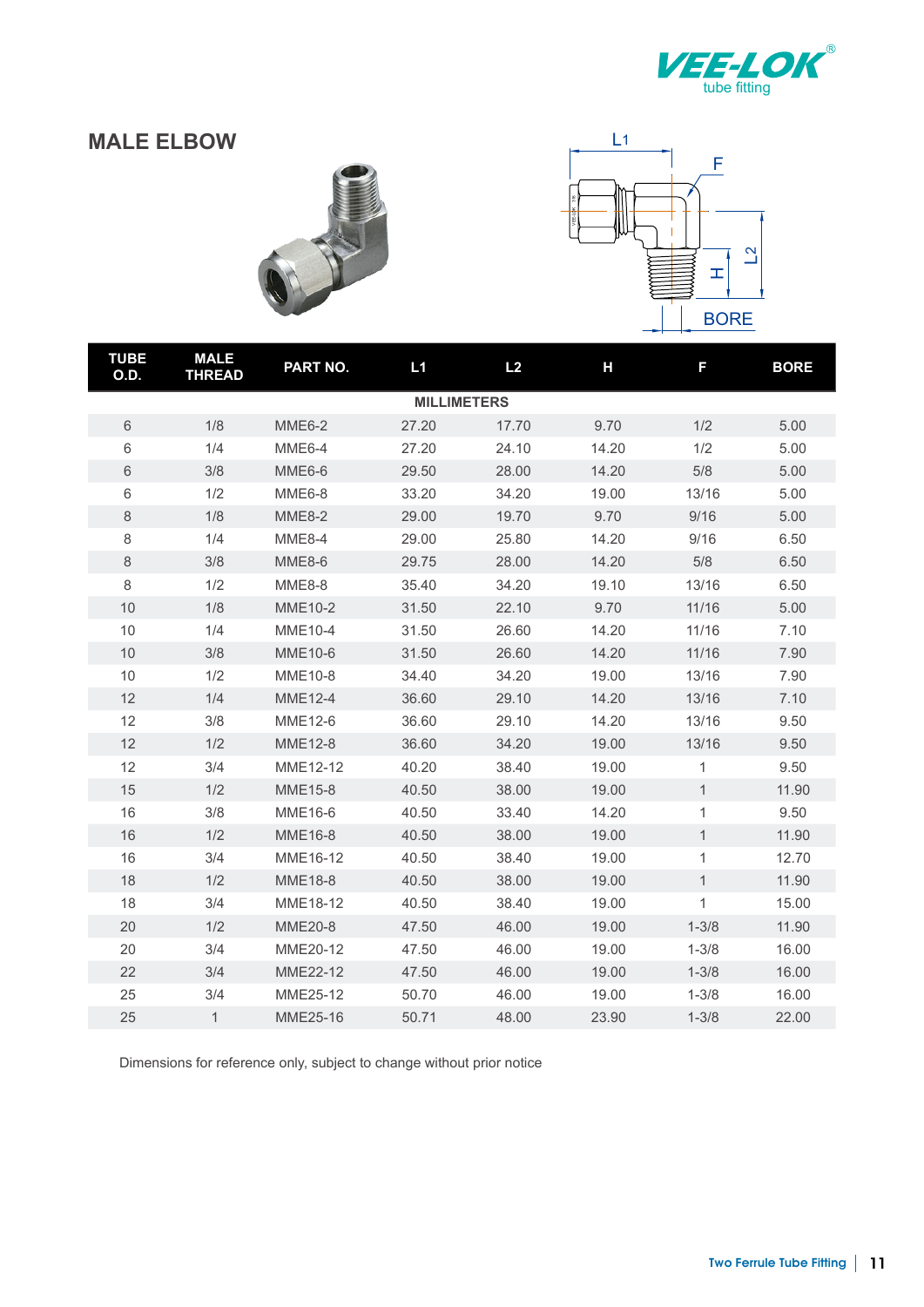## MALE ELBOW

| TUBE O.D. | MALE THREAD | PART NO. | L1 | L2 | H | F | BORE |
|---|---|---|---|---|---|---|---|
| | | | MILLIMETERS | | | | |
| 6 | 1/8 | MME6-2 | 27.20 | 17.70 | 9.70 | 1/2 | 5.00 |
| 6 | 1/4 | MME6-4 | 27.20 | 24.10 | 14.20 | 1/2 | 5.00 |
| 6 | 3/8 | MME6-6 | 29.50 | 28.00 | 14.20 | 5/8 | 5.00 |
| 6 | 1/2 | MME6-8 | 33.20 | 34.20 | 19.00 | 13/16 | 5.00 |
| 8 | 1/8 | MME8-2 | 29.00 | 19.70 | 9.70 | 9/16 | 5.00 |
| 8 | 1/4 | MME8-4 | 29.00 | 25.80 | 14.20 | 9/16 | 6.50 |
| 8 | 3/8 | MME8-6 | 29.75 | 28.00 | 14.20 | 5/8 | 6.50 |
| 8 | 1/2 | MME8-8 | 35.40 | 34.20 | 19.10 | 13/16 | 6.50 |
| 10 | 1/8 | MME10-2 | 31.50 | 22.10 | 9.70 | 11/16 | 5.00 |
| 10 | 1/4 | MME10-4 | 31.50 | 26.60 | 14.20 | 11/16 | 7.10 |
| 10 | 3/8 | MME10-6 | 31.50 | 26.60 | 14.20 | 11/16 | 7.90 |
| 10 | 1/2 | MME10-8 | 34.40 | 34.20 | 19.00 | 13/16 | 7.90 |
| 12 | 1/4 | MME12-4 | 36.60 | 29.10 | 14.20 | 13/16 | 7.10 |
| 12 | 3/8 | MME12-6 | 36.60 | 29.10 | 14.20 | 13/16 | 9.50 |
| 12 | 1/2 | MME12-8 | 36.60 | 34.20 | 19.00 | 13/16 | 9.50 |
| 12 | 3/4 | MME12-12 | 40.20 | 38.40 | 19.00 | 1 | 9.50 |
| 15 | 1/2 | MME15-8 | 40.50 | 38.00 | 19.00 | 1 | 11.90 |
| 16 | 3/8 | MME16-6 | 40.50 | 33.40 | 14.20 | 1 | 9.50 |
| 16 | 1/2 | MME16-8 | 40.50 | 38.00 | 19.00 | 1 | 11.90 |
| 16 | 3/4 | MME16-12 | 40.50 | 38.40 | 19.00 | 1 | 12.70 |
| 18 | 1/2 | MME18-8 | 40.50 | 38.00 | 19.00 | 1 | 11.90 |
| 18 | 3/4 | MME18-12 | 40.50 | 38.40 | 19.00 | 1 | 15.00 |
| 20 | 1/2 | MME20-8 | 47.50 | 46.00 | 19.00 | 1-3/8 | 11.90 |
| 20 | 3/4 | MME20-12 | 47.50 | 46.00 | 19.00 | 1-3/8 | 16.00 |
| 22 | 3/4 | MME22-12 | 47.50 | 46.00 | 19.00 | 1-3/8 | 16.00 |
| 25 | 3/4 | MME25-12 | 50.70 | 46.00 | 19.00 | 1-3/8 | 16.00 |
| 25 | 1 | MME25-16 | 50.71 | 48.00 | 23.90 | 1-3/8 | 22.00 |

Dimensions for reference only, subject to change without prior notice